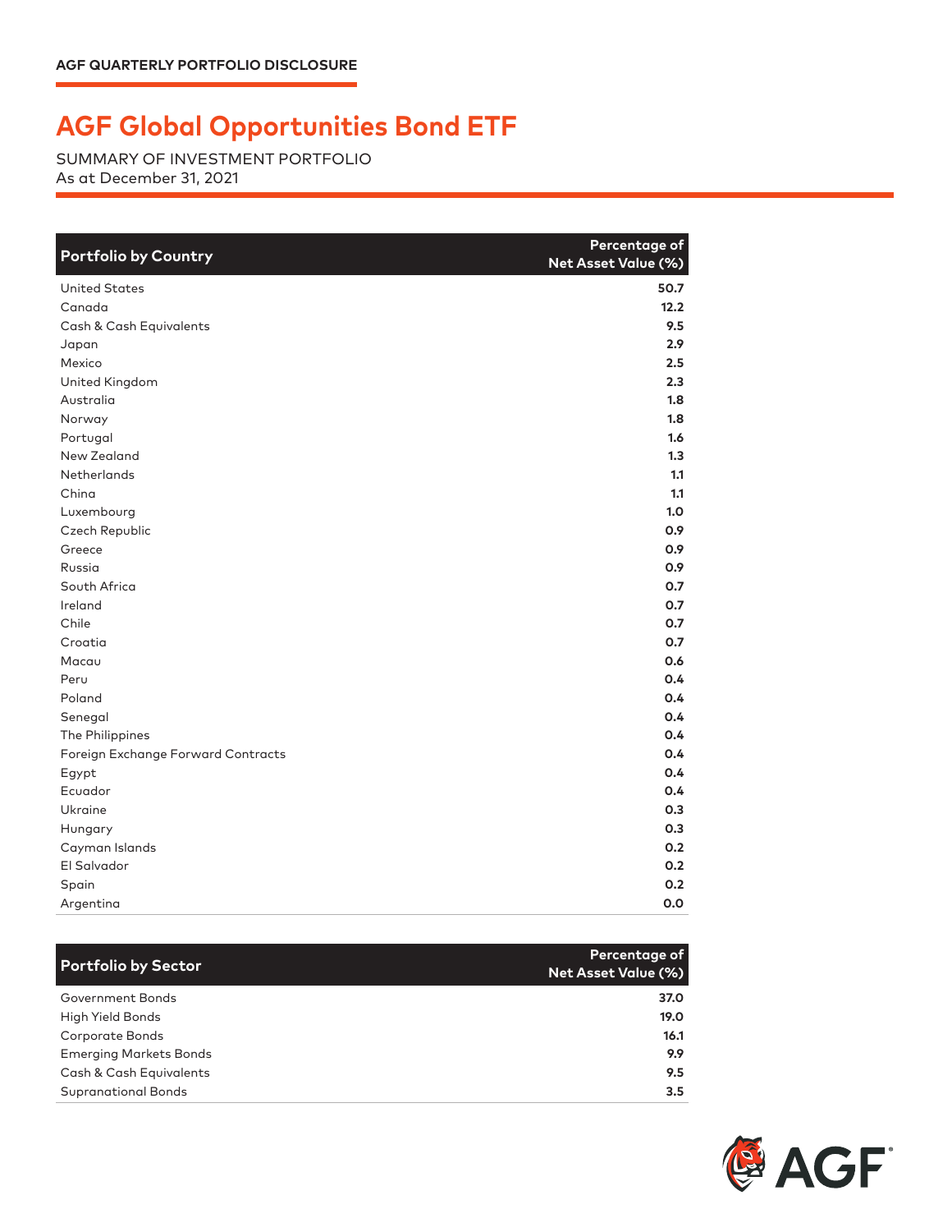AGF QUARTERLY PORTFOLIO DISCLOSURE

# AGF Global Opportunities Bond ETF

SUMMARY OF INVESTMENT PORTFOLIO
As at December 31, 2021

| Portfolio by Country | Percentage of Net Asset Value (%) |
|---|---|
| United States | 50.7 |
| Canada | 12.2 |
| Cash & Cash Equivalents | 9.5 |
| Japan | 2.9 |
| Mexico | 2.5 |
| United Kingdom | 2.3 |
| Australia | 1.8 |
| Norway | 1.8 |
| Portugal | 1.6 |
| New Zealand | 1.3 |
| Netherlands | 1.1 |
| China | 1.1 |
| Luxembourg | 1.0 |
| Czech Republic | 0.9 |
| Greece | 0.9 |
| Russia | 0.9 |
| South Africa | 0.7 |
| Ireland | 0.7 |
| Chile | 0.7 |
| Croatia | 0.7 |
| Macau | 0.6 |
| Peru | 0.4 |
| Poland | 0.4 |
| Senegal | 0.4 |
| The Philippines | 0.4 |
| Foreign Exchange Forward Contracts | 0.4 |
| Egypt | 0.4 |
| Ecuador | 0.4 |
| Ukraine | 0.3 |
| Hungary | 0.3 |
| Cayman Islands | 0.2 |
| El Salvador | 0.2 |
| Spain | 0.2 |
| Argentina | 0.0 |

| Portfolio by Sector | Percentage of Net Asset Value (%) |
|---|---|
| Government Bonds | 37.0 |
| High Yield Bonds | 19.0 |
| Corporate Bonds | 16.1 |
| Emerging Markets Bonds | 9.9 |
| Cash & Cash Equivalents | 9.5 |
| Supranational Bonds | 3.5 |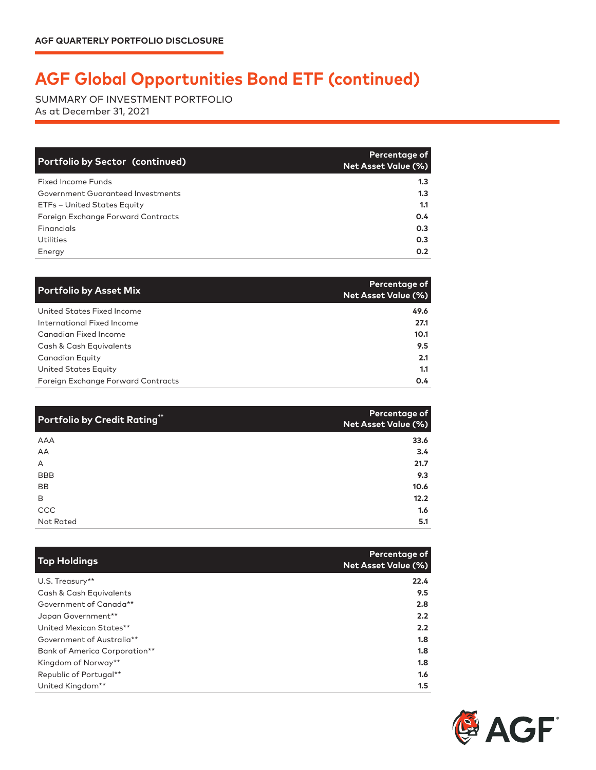AGF QUARTERLY PORTFOLIO DISCLOSURE

# AGF Global Opportunities Bond ETF (continued)

SUMMARY OF INVESTMENT PORTFOLIO
As at December 31, 2021

| Portfolio by Sector (continued) | Percentage of Net Asset Value (%) |
|---|---|
| Fixed Income Funds | 1.3 |
| Government Guaranteed Investments | 1.3 |
| ETFs – United States Equity | 1.1 |
| Foreign Exchange Forward Contracts | 0.4 |
| Financials | 0.3 |
| Utilities | 0.3 |
| Energy | 0.2 |

| Portfolio by Asset Mix | Percentage of Net Asset Value (%) |
|---|---|
| United States Fixed Income | 49.6 |
| International Fixed Income | 27.1 |
| Canadian Fixed Income | 10.1 |
| Cash & Cash Equivalents | 9.5 |
| Canadian Equity | 2.1 |
| United States Equity | 1.1 |
| Foreign Exchange Forward Contracts | 0.4 |

| Portfolio by Credit Rating†† | Percentage of Net Asset Value (%) |
|---|---|
| AAA | 33.6 |
| AA | 3.4 |
| A | 21.7 |
| BBB | 9.3 |
| BB | 10.6 |
| B | 12.2 |
| CCC | 1.6 |
| Not Rated | 5.1 |

| Top Holdings | Percentage of Net Asset Value (%) |
|---|---|
| U.S. Treasury** | 22.4 |
| Cash & Cash Equivalents | 9.5 |
| Government of Canada** | 2.8 |
| Japan Government** | 2.2 |
| United Mexican States** | 2.2 |
| Government of Australia** | 1.8 |
| Bank of America Corporation** | 1.8 |
| Kingdom of Norway** | 1.8 |
| Republic of Portugal** | 1.6 |
| United Kingdom** | 1.5 |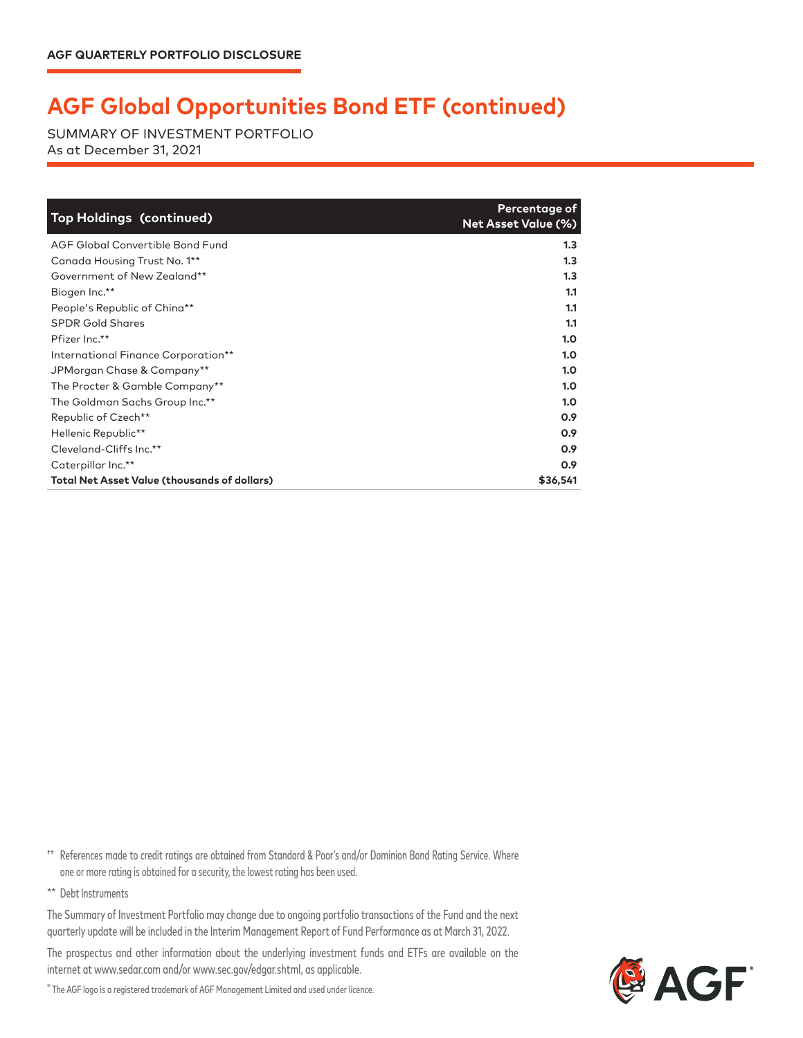**AGF QUARTERLY PORTFOLIO DISCLOSURE**

# AGF Global Opportunities Bond ETF (continued)

SUMMARY OF INVESTMENT PORTFOLIO
As at December 31, 2021

| Top Holdings (continued) | Percentage of Net Asset Value (%) |
|---|---|
| AGF Global Convertible Bond Fund | 1.3 |
| Canada Housing Trust No. 1** | 1.3 |
| Government of New Zealand** | 1.3 |
| Biogen Inc.** | 1.1 |
| People's Republic of China** | 1.1 |
| SPDR Gold Shares | 1.1 |
| Pfizer Inc.** | 1.0 |
| International Finance Corporation** | 1.0 |
| JPMorgan Chase & Company** | 1.0 |
| The Procter & Gamble Company** | 1.0 |
| The Goldman Sachs Group Inc.** | 1.0 |
| Republic of Czech** | 0.9 |
| Hellenic Republic** | 0.9 |
| Cleveland-Cliffs Inc.** | 0.9 |
| Caterpillar Inc.** | 0.9 |
| **Total Net Asset Value (thousands of dollars)** | **$36,541** |

†† References made to credit ratings are obtained from Standard & Poor's and/or Dominion Bond Rating Service. Where one or more rating is obtained for a security, the lowest rating has been used.

** Debt Instruments

The Summary of Investment Portfolio may change due to ongoing portfolio transactions of the Fund and the next quarterly update will be included in the Interim Management Report of Fund Performance as at March 31, 2022.

The prospectus and other information about the underlying investment funds and ETFs are available on the internet at www.sedar.com and/or www.sec.gov/edgar.shtml, as applicable.

® The AGF logo is a registered trademark of AGF Management Limited and used under licence.